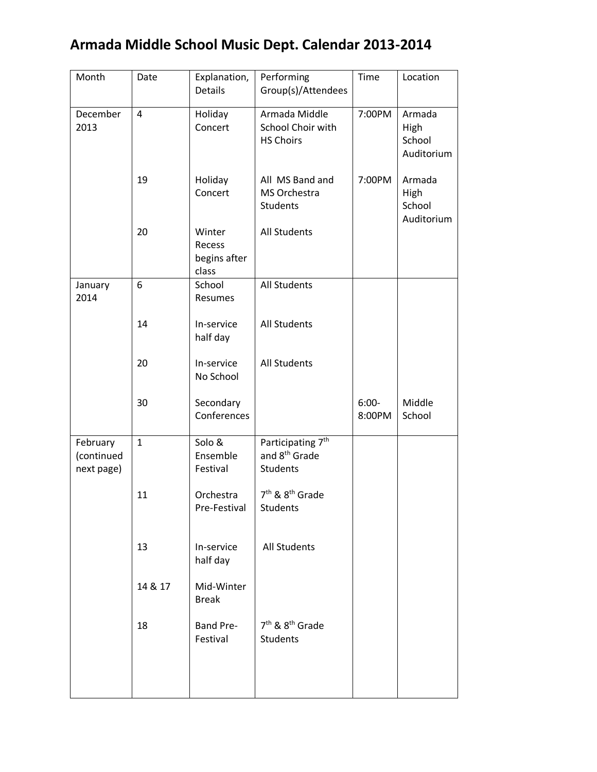# Armada Middle School Music Dept. Calendar 2013-2014

| Month | Date | Explanation, Details | Performing Group(s)/Attendees | Time | Location |
|---|---|---|---|---|---|
| December 2013 | 4 | Holiday Concert | Armada Middle School Choir with HS Choirs | 7:00PM | Armada High School Auditorium |
| | 19 | Holiday Concert | All MS Band and MS Orchestra Students | 7:00PM | Armada High School Auditorium |
| | 20 | Winter Recess begins after class | All Students | | |
| January 2014 | 6 | School Resumes | All Students | | |
| | 14 | In-service half day | All Students | | |
| | 20 | In-service No School | All Students | | |
| | 30 | Secondary Conferences | | 6:00-8:00PM | Middle School |
| February (continued next page) | 1 | Solo & Ensemble Festival | Participating 7th and 8th Grade Students | | |
| | 11 | Orchestra Pre-Festival | 7th & 8th Grade Students | | |
| | 13 | In-service half day | All Students | | |
| | 14 & 17 | Mid-Winter Break | | | |
| | 18 | Band Pre-Festival | 7th & 8th Grade Students | | |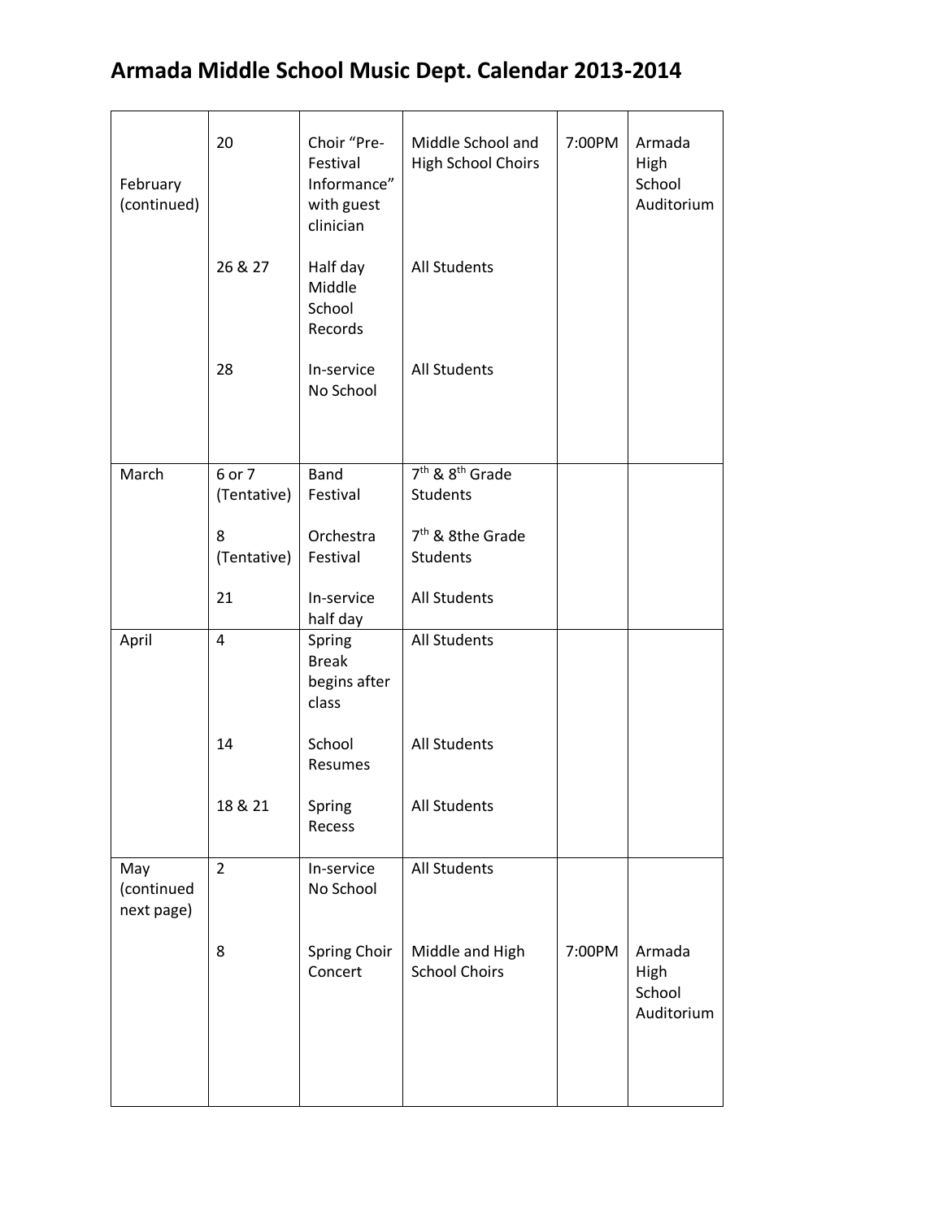# Armada Middle School Music Dept. Calendar 2013-2014

| | | | | | |
|---|---|---|---|---|---|
| February (continued) | 20 | Choir "Pre-Festival Informance" with guest clinician | Middle School and High School Choirs | 7:00PM | Armada High School Auditorium |
| | 26 & 27 | Half day Middle School Records | All Students | | |
| | 28 | In-service No School | All Students | | |
| March | 6 or 7 (Tentative) | Band Festival | 7th & 8th Grade Students | | |
| | 8 (Tentative) | Orchestra Festival | 7th & 8the Grade Students | | |
| | 21 | In-service half day | All Students | | |
| April | 4 | Spring Break begins after class | All Students | | |
| | 14 | School Resumes | All Students | | |
| | 18 & 21 | Spring Recess | All Students | | |
| May (continued next page) | 2 | In-service No School | All Students | | |
| | 8 | Spring Choir Concert | Middle and High School Choirs | 7:00PM | Armada High School Auditorium |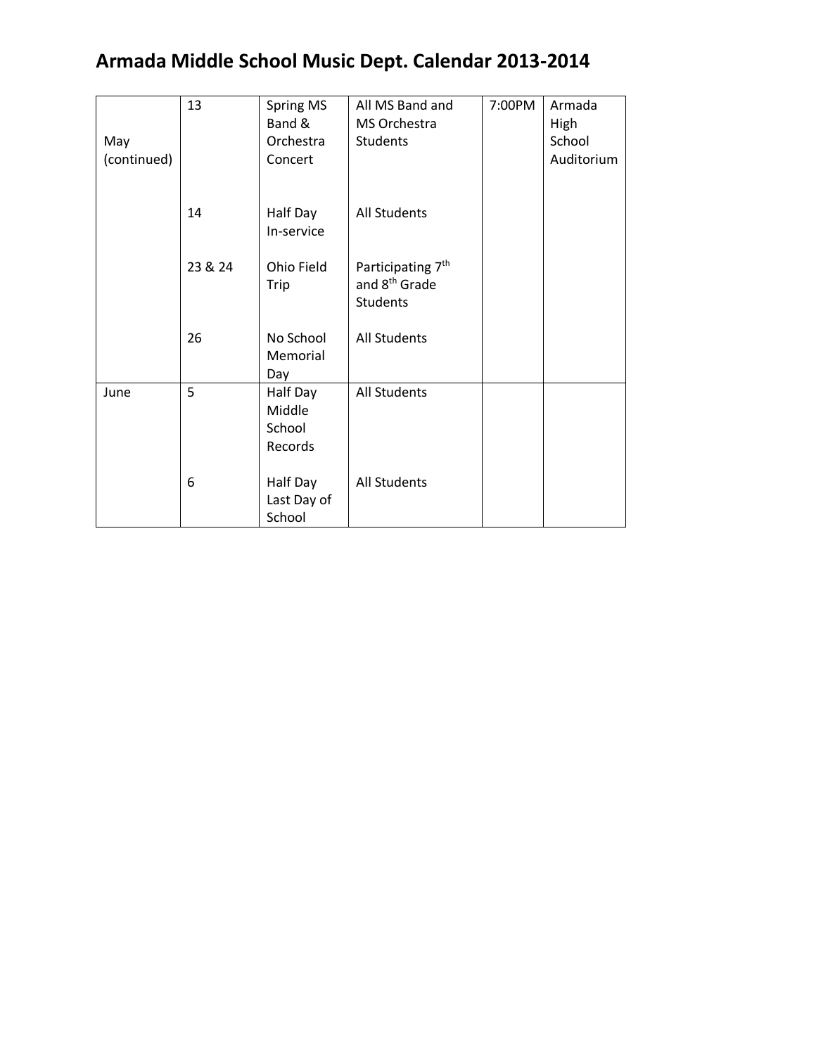# Armada Middle School Music Dept. Calendar 2013-2014

| | | | | | |
|---|---|---|---|---|---|
| May (continued) | 13 | Spring MS Band & Orchestra Concert | All MS Band and MS Orchestra Students | 7:00PM | Armada High School Auditorium |
| | 14 | Half Day In-service | All Students | | |
| | 23 & 24 | Ohio Field Trip | Participating 7th and 8th Grade Students | | |
| | 26 | No School Memorial Day | All Students | | |
| June | 5 | Half Day Middle School Records | All Students | | |
| | 6 | Half Day Last Day of School | All Students | | |